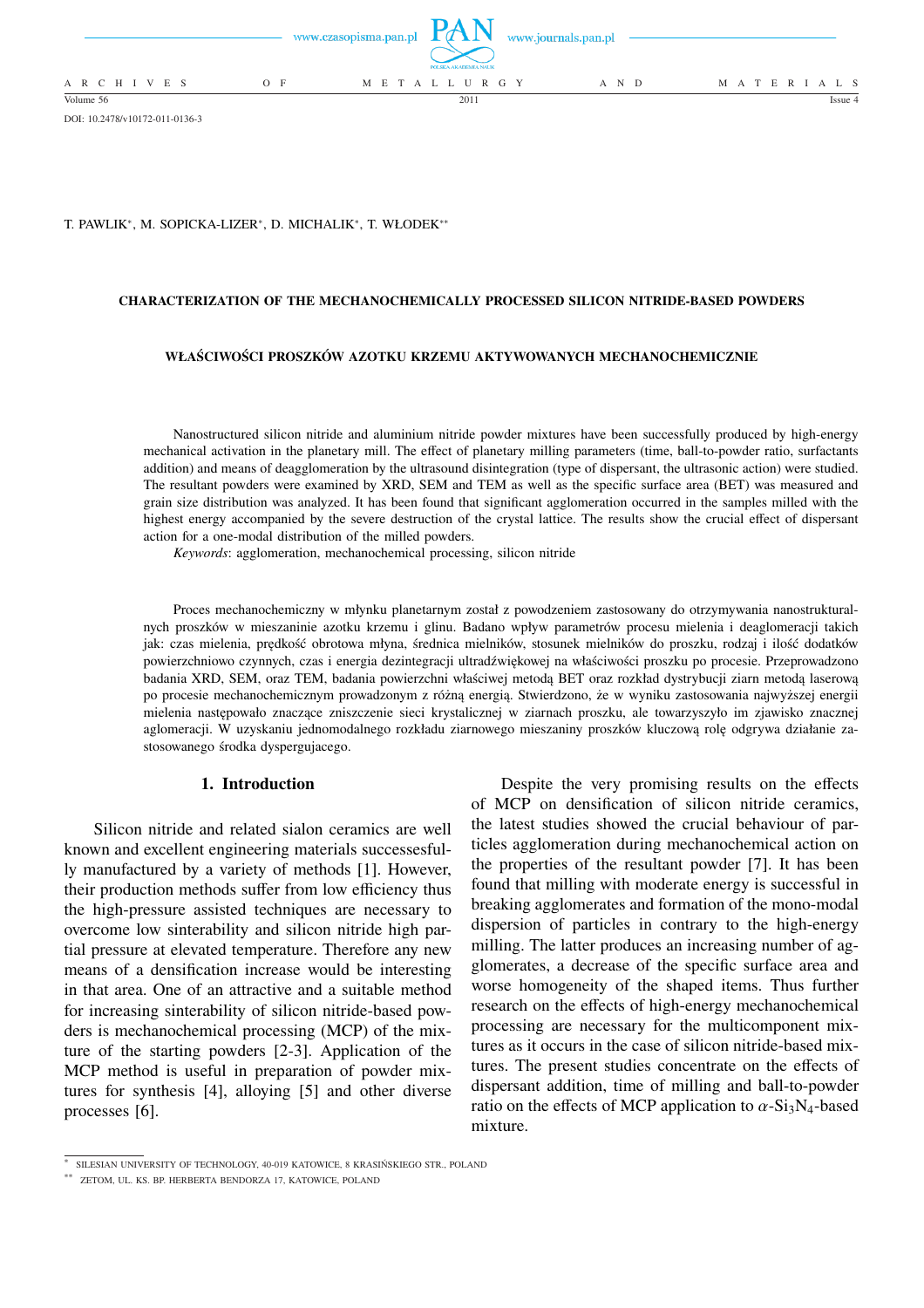DOI: 10.2478/v10172-011-0136-3

T. PAWLIK[*], M. SOPICKA-LIZER[*], D. MICHALIK[*], T. WŁODEK[**]

# CHARACTERIZATION OF THE MECHANOCHEMICALLY PROCESSED SILICON NITRIDE-BASED POWDERS

## WŁAŚCIWOŚCI PROSZKÓW AZOTKU KRZEMU AKTYWOWANYCH MECHANOCHEMICZNIE

Nanostructured silicon nitride and aluminium nitride powder mixtures have been successfully produced by high-energy mechanical activation in the planetary mill. The effect of planetary milling parameters (time, ball-to-powder ratio, surfactants addition) and means of deagglomeration by the ultrasound disintegration (type of dispersant, the ultrasonic action) were studied. The resultant powders were examined by XRD, SEM and TEM as well as the specific surface area (BET) was measured and grain size distribution was analyzed. It has been found that significant agglomeration occurred in the samples milled with the highest energy accompanied by the severe destruction of the crystal lattice. The results show the crucial effect of dispersant action for a one-modal distribution of the milled powders.

*Keywords*: agglomeration, mechanochemical processing, silicon nitride

Proces mechanochemiczny w młynku planetarnym został z powodzeniem zastosowany do otrzymywania nanostrukturalnych proszków w mieszaninie azotku krzemu i glinu. Badano wpływ parametrów procesu mielenia i deaglomeracji takich jak: czas mielenia, prędkość obrotowa młyna, średnica mielników, stosunek mielników do proszku, rodzaj i ilość dodatków powierzchniowo czynnych, czas i energia dezintegracji ultradźwiękowej na właściwości proszku po procesie. Przeprowadzono badania XRD, SEM, oraz TEM, badania powierzchni właściwej metodą BET oraz rozkład dystrybucji ziarn metodą laserową po procesie mechanochemicznym prowadzonym z różną energią. Stwierdzono, że w wyniku zastosowania najwyższej energii mielenia następowało znaczące zniszczenie sieci krystalicznej w ziarnach proszku, ale towarzyszyło im zjawisko znacznej aglomeracji. W uzyskaniu jednomodalnego rozkładu ziarnowego mieszaniny proszków kluczową rolę odgrywa działanie zastosowanego środka dyspergującego.

## 1. Introduction

Silicon nitride and related sialon ceramics are well known and excellent engineering materials successesfully manufactured by a variety of methods [1]. However, their production methods suffer from low efficiency thus the high-pressure assisted techniques are necessary to overcome low sinterability and silicon nitride high partial pressure at elevated temperature. Therefore any new means of a densification increase would be interesting in that area. One of an attractive and a suitable method for increasing sinterability of silicon nitride-based powders is mechanochemical processing (MCP) of the mixture of the starting powders [2-3]. Application of the MCP method is useful in preparation of powder mixtures for synthesis [4], alloying [5] and other diverse processes [6].

Despite the very promising results on the effects of MCP on densification of silicon nitride ceramics, the latest studies showed the crucial behaviour of particles agglomeration during mechanochemical action on the properties of the resultant powder [7]. It has been found that milling with moderate energy is successful in breaking agglomerates and formation of the mono-modal dispersion of particles in contrary to the high-energy milling. The latter produces an increasing number of agglomerates, a decrease of the specific surface area and worse homogeneity of the shaped items. Thus further research on the effects of high-energy mechanochemical processing are necessary for the multicomponent mixtures as it occurs in the case of silicon nitride-based mixtures. The present studies concentrate on the effects of dispersant addition, time of milling and ball-to-powder ratio on the effects of MCP application to $\alpha$-$Si_3N_4$-based mixture.

[*] SILESIAN UNIVERSITY OF TECHNOLOGY, 40-019 KATOWICE, 8 KRASIŃSKIEGO STR., POLAND

[**] ZETOM, UL. KS. BP. HERBERTA BENDORZA 17, KATOWICE, POLAND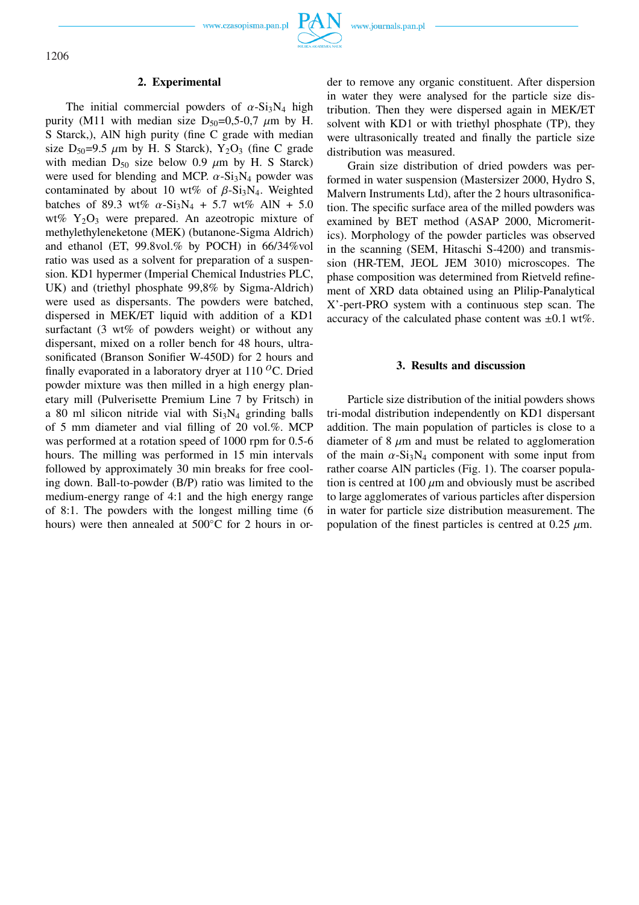## 2. Experimental

The initial commercial powders of $\alpha$-$Si_3N_4$ high purity (M11 with median size $D_{50}$=0,5-0,7 $\mu$m by H. S Starck,), AlN high purity (fine C grade with median size $D_{50}$=9.5 $\mu$m by H. S Starck), $Y_2O_3$ (fine C grade with median $D_{50}$ size below 0.9 $\mu$m by H. S Starck) were used for blending and MCP. $\alpha$-$Si_3N_4$ powder was contaminated by about 10 wt% of $\beta$-$Si_3N_4$. Weighted batches of 89.3 wt% $\alpha$-$Si_3N_4$ + 5.7 wt% AlN + 5.0 wt% $Y_2O_3$ were prepared. An azeotropic mixture of methylethyleneketone (MEK) (butanone-Sigma Aldrich) and ethanol (ET, 99.8vol.% by POCH) in 66/34%vol ratio was used as a solvent for preparation of a suspension. KD1 hypermer (Imperial Chemical Industries PLC, UK) and (triethyl phosphate 99,8% by Sigma-Aldrich) were used as dispersants. The powders were batched, dispersed in MEK/ET liquid with addition of a KD1 surfactant (3 wt% of powders weight) or without any dispersant, mixed on a roller bench for 48 hours, ultrasonificated (Branson Sonifier W-450D) for 2 hours and finally evaporated in a laboratory dryer at 110 $^{O}$C. Dried powder mixture was then milled in a high energy planetary mill (Pulverisette Premium Line 7 by Fritsch) in a 80 ml silicon nitride vial with $Si_3N_4$ grinding balls of 5 mm diameter and vial filling of 20 vol.%. MCP was performed at a rotation speed of 1000 rpm for 0.5-6 hours. The milling was performed in 15 min intervals followed by approximately 30 min breaks for free cooling down. Ball-to-powder (B/P) ratio was limited to the medium-energy range of 4:1 and the high energy range of 8:1. The powders with the longest milling time (6 hours) were then annealed at 500°C for 2 hours in order to remove any organic constituent. After dispersion in water they were analysed for the particle size distribution. Then they were dispersed again in MEK/ET solvent with KD1 or with triethyl phosphate (TP), they were ultrasonically treated and finally the particle size distribution was measured.

Grain size distribution of dried powders was performed in water suspension (Mastersizer 2000, Hydro S, Malvern Instruments Ltd), after the 2 hours ultrasonification. The specific surface area of the milled powders was examined by BET method (ASAP 2000, Micromeritics). Morphology of the powder particles was observed in the scanning (SEM, Hitaschi S-4200) and transmission (HR-TEM, JEOL JEM 3010) microscopes. The phase composition was determined from Rietveld refinement of XRD data obtained using an Plilip-Panalytical X'-pert-PRO system with a continuous step scan. The accuracy of the calculated phase content was ±0.1 wt%.

## 3. Results and discussion

Particle size distribution of the initial powders shows tri-modal distribution independently on KD1 dispersant addition. The main population of particles is close to a diameter of 8 $\mu$m and must be related to agglomeration of the main $\alpha$-$Si_3N_4$ component with some input from rather coarse AlN particles (Fig. 1). The coarser population is centred at 100 $\mu$m and obviously must be ascribed to large agglomerates of various particles after dispersion in water for particle size distribution measurement. The population of the finest particles is centred at 0.25 $\mu$m.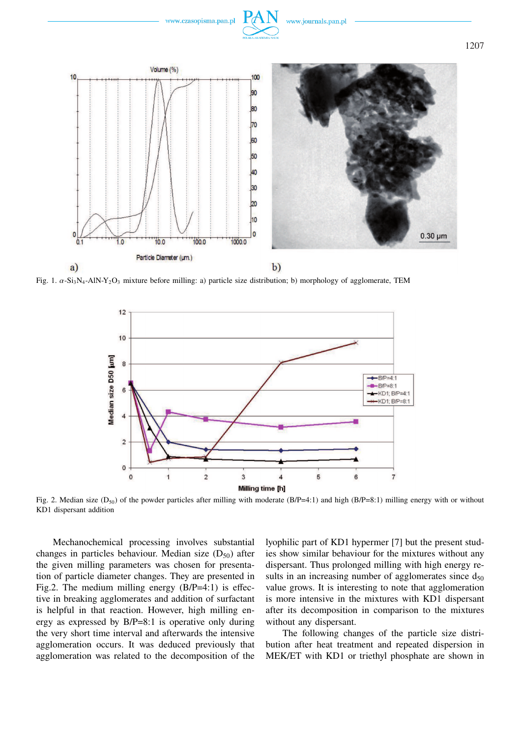Fig. 1. $\alpha$-$Si_3N_4$-AlN-$Y_2O_3$ mixture before milling: a) particle size distribution; b) morphology of agglomerate, TEM

Fig. 2. Median size ($D_{50}$) of the powder particles after milling with moderate (B/P=4:1) and high (B/P=8:1) milling energy with or without KD1 dispersant addition

Mechanochemical processing involves substantial changes in particles behaviour. Median size ($D_{50}$) after the given milling parameters was chosen for presentation of particle diameter changes. They are presented in Fig.2. The medium milling energy (B/P=4:1) is effective in breaking agglomerates and addition of surfactant is helpful in that reaction. However, high milling energy as expressed by B/P=8:1 is operative only during the very short time interval and afterwards the intensive agglomeration occurs. It was deduced previously that agglomeration was related to the decomposition of the lyophilic part of KD1 hypermer [7] but the present studies show similar behaviour for the mixtures without any dispersant. Thus prolonged milling with high energy results in an increasing number of agglomerates since $d_{50}$ value grows. It is interesting to note that agglomeration is more intensive in the mixtures with KD1 dispersant after its decomposition in comparison to the mixtures without any dispersant.

The following changes of the particle size distribution after heat treatment and repeated dispersion in MEK/ET with KD1 or triethyl phosphate are shown in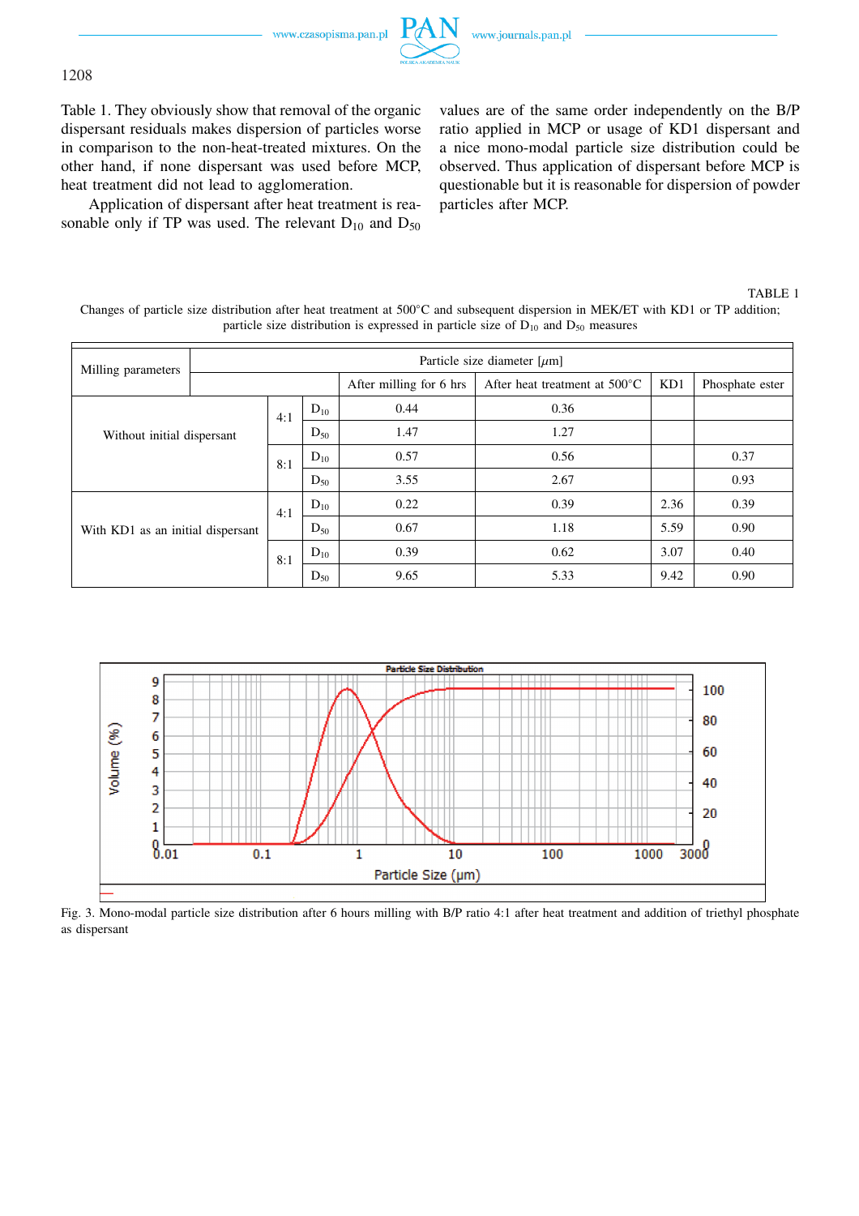Table 1. They obviously show that removal of the organic dispersant residuals makes dispersion of particles worse in comparison to the non-heat-treated mixtures. On the other hand, if none dispersant was used before MCP, heat treatment did not lead to agglomeration.

Application of dispersant after heat treatment is reasonable only if TP was used. The relevant $D_{10}$ and $D_{50}$ values are of the same order independently on the B/P ratio applied in MCP or usage of KD1 dispersant and a nice mono-modal particle size distribution could be observed. Thus application of dispersant before MCP is questionable but it is reasonable for dispersion of powder particles after MCP.

TABLE 1

Changes of particle size distribution after heat treatment at 500°C and subsequent dispersion in MEK/ET with KD1 or TP addition; particle size distribution is expressed in particle size of $D_{10}$ and $D_{50}$ measures

| Milling parameters | | | Particle size diameter [$\mu$m] | | | |
|---|---|---|---|---|---|---|
| | | | After milling for 6 hrs | After heat treatment at 500°C | KD1 | Phosphate ester |
| Without initial dispersant | 4:1 | $D_{10}$ | 0.44 | 0.36 | | |
| | | $D_{50}$ | 1.47 | 1.27 | | |
| | 8:1 | $D_{10}$ | 0.57 | 0.56 | | 0.37 |
| | | $D_{50}$ | 3.55 | 2.67 | | 0.93 |
| With KD1 as an initial dispersant | 4:1 | $D_{10}$ | 0.22 | 0.39 | 2.36 | 0.39 |
| | | $D_{50}$ | 0.67 | 1.18 | 5.59 | 0.90 |
| | 8:1 | $D_{10}$ | 0.39 | 0.62 | 3.07 | 0.40 |
| | | $D_{50}$ | 9.65 | 5.33 | 9.42 | 0.90 |

Fig. 3. Mono-modal particle size distribution after 6 hours milling with B/P ratio 4:1 after heat treatment and addition of triethyl phosphate as dispersant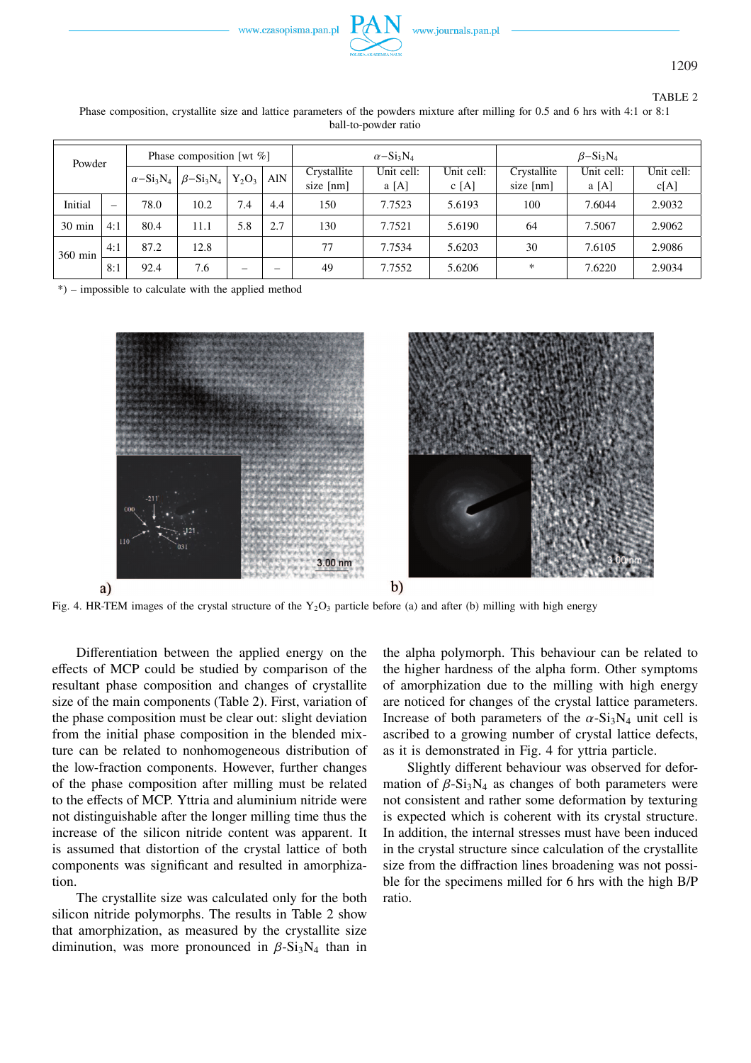TABLE 2

Phase composition, crystallite size and lattice parameters of the powders mixture after milling for 0.5 and 6 hrs with 4:1 or 8:1 ball-to-powder ratio

| Powder | | Phase composition [wt %] | | | | $\alpha-Si_3N_4$ | | | $\beta-Si_3N_4$ | | |
|---|---|---|---|---|---|---|---|---|---|---|---|
| | | $\alpha-Si_3N_4$ | $\beta-Si_3N_4$ | $Y_2O_3$ | AlN | Crystallite size [nm] | Unit cell: a [A] | Unit cell: c [A] | Crystallite size [nm] | Unit cell: a [A] | Unit cell: c[A] |
| Initial | – | 78.0 | 10.2 | 7.4 | 4.4 | 150 | 7.7523 | 5.6193 | 100 | 7.6044 | 2.9032 |
| 30 min | 4:1 | 80.4 | 11.1 | 5.8 | 2.7 | 130 | 7.7521 | 5.6190 | 64 | 7.5067 | 2.9062 |
| 360 min | 4:1 | 87.2 | 12.8 | | | 77 | 7.7534 | 5.6203 | 30 | 7.6105 | 2.9086 |
| | 8:1 | 92.4 | 7.6 | – | – | 49 | 7.7552 | 5.6206 | * | 7.6220 | 2.9034 |

*) – impossible to calculate with the applied method

Fig. 4. HR-TEM images of the crystal structure of the $Y_2O_3$ particle before (a) and after (b) milling with high energy

Differentiation between the applied energy on the effects of MCP could be studied by comparison of the resultant phase composition and changes of crystallite size of the main components (Table 2). First, variation of the phase composition must be clear out: slight deviation from the initial phase composition in the blended mixture can be related to nonhomogeneous distribution of the low-fraction components. However, further changes of the phase composition after milling must be related to the effects of MCP. Yttria and aluminium nitride were not distinguishable after the longer milling time thus the increase of the silicon nitride content was apparent. It is assumed that distortion of the crystal lattice of both components was significant and resulted in amorphization.

The crystallite size was calculated only for the both silicon nitride polymorphs. The results in Table 2 show that amorphization, as measured by the crystallite size diminution, was more pronounced in $\beta$-$Si_3N_4$ than in the alpha polymorph. This behaviour can be related to the higher hardness of the alpha form. Other symptoms of amorphization due to the milling with high energy are noticed for changes of the crystal lattice parameters. Increase of both parameters of the $\alpha$-$Si_3N_4$ unit cell is ascribed to a growing number of crystal lattice defects, as it is demonstrated in Fig. 4 for yttria particle.

Slightly different behaviour was observed for deformation of $\beta$-$Si_3N_4$ as changes of both parameters were not consistent and rather some deformation by texturing is expected which is coherent with its crystal structure. In addition, the internal stresses must have been induced in the crystal structure since calculation of the crystallite size from the diffraction lines broadening was not possible for the specimens milled for 6 hrs with the high B/P ratio.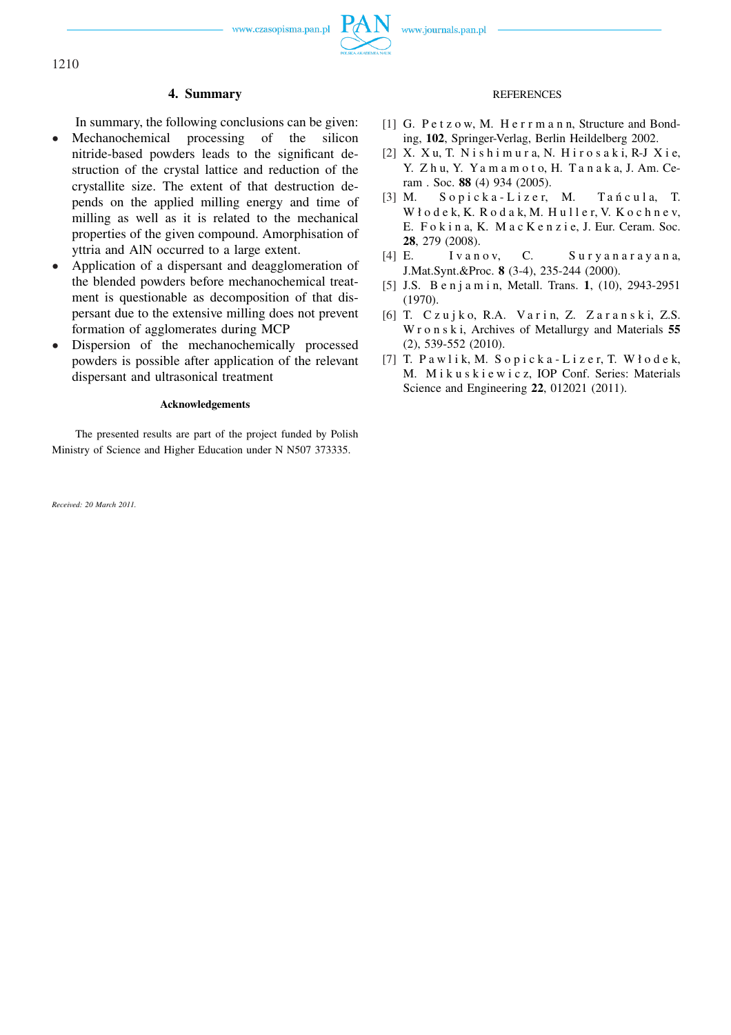## 4. Summary

In summary, the following conclusions can be given:

- Mechanochemical processing of the silicon nitride-based powders leads to the significant destruction of the crystal lattice and reduction of the crystallite size. The extent of that destruction depends on the applied milling energy and time of milling as well as it is related to the mechanical properties of the given compound. Amorphisation of yttria and AlN occurred to a large extent.
- Application of a dispersant and deagglomeration of the blended powders before mechanochemical treatment is questionable as decomposition of that dispersant due to the extensive milling does not prevent formation of agglomerates during MCP
- Dispersion of the mechanochemically processed powders is possible after application of the relevant dispersant and ultrasonical treatment

### Acknowledgements

The presented results are part of the project funded by Polish Ministry of Science and Higher Education under N N507 373335.

*Received: 20 March 2011.*

### REFERENCES

[1] G. Petzow, M. Herrmann, Structure and Bonding, **102**, Springer-Verlag, Berlin Heildelberg 2002.

[2] X. Xu, T. Nishimura, N. Hirosaki, R-J Xie, Y. Zhu, Y. Yamamoto, H. Tanaka, J. Am. Ceram . Soc. **88** (4) 934 (2005).

[3] M. Sopicka-Lizer, M. Tańcula, T. Włodek, K. Rodak, M. Huller, V. Kochnev, E. Fokina, K. MacKenzie, J. Eur. Ceram. Soc. **28**, 279 (2008).

[4] E. Ivanov, C. Suryanarayana, J.Mat.Synt.&Proc. **8** (3-4), 235-244 (2000).

[5] J.S. Benjamin, Metall. Trans. **1**, (10), 2943-2951 (1970).

[6] T. Czujko, R.A. Varin, Z. Zaranski, Z.S. Wronski, Archives of Metallurgy and Materials **55** (2), 539-552 (2010).

[7] T. Pawlik, M. Sopicka-Lizer, T. Włodek, M. Mikuskiewicz, IOP Conf. Series: Materials Science and Engineering **22**, 012021 (2011).